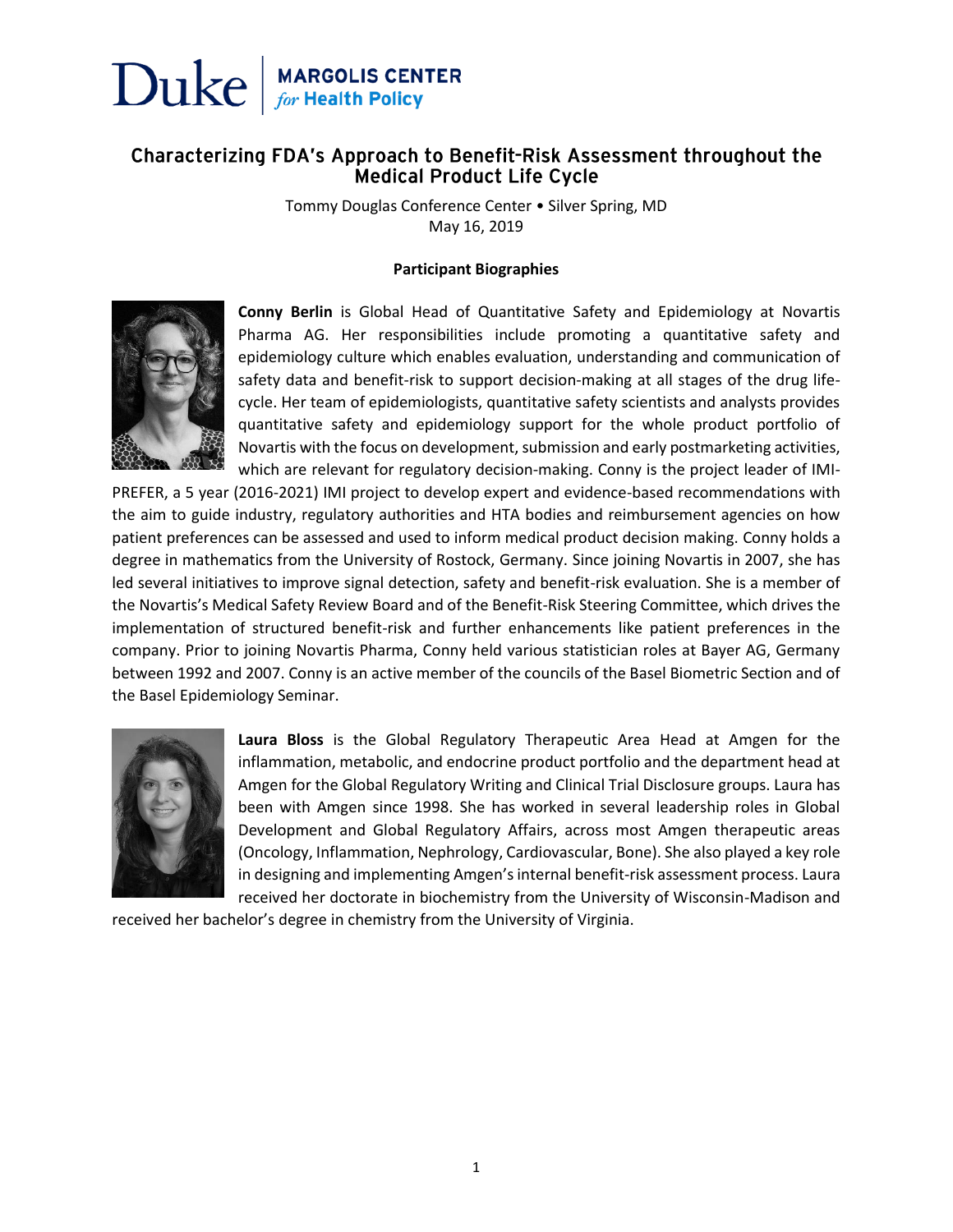Duke | MARGOLIS CENTER *for* Health Policy

# Characterizing FDA's Approach to Benefit-Risk Assessment throughout the Medical Product Life Cycle

Tommy Douglas Conference Center • Silver Spring, MD
May 16, 2019

**Participant Biographies**

**Conny Berlin** is Global Head of Quantitative Safety and Epidemiology at Novartis Pharma AG. Her responsibilities include promoting a quantitative safety and epidemiology culture which enables evaluation, understanding and communication of safety data and benefit-risk to support decision-making at all stages of the drug life-cycle. Her team of epidemiologists, quantitative safety scientists and analysts provides quantitative safety and epidemiology support for the whole product portfolio of Novartis with the focus on development, submission and early postmarketing activities, which are relevant for regulatory decision-making. Conny is the project leader of IMI-PREFER, a 5 year (2016-2021) IMI project to develop expert and evidence-based recommendations with the aim to guide industry, regulatory authorities and HTA bodies and reimbursement agencies on how patient preferences can be assessed and used to inform medical product decision making. Conny holds a degree in mathematics from the University of Rostock, Germany. Since joining Novartis in 2007, she has led several initiatives to improve signal detection, safety and benefit-risk evaluation. She is a member of the Novartis's Medical Safety Review Board and of the Benefit-Risk Steering Committee, which drives the implementation of structured benefit-risk and further enhancements like patient preferences in the company. Prior to joining Novartis Pharma, Conny held various statistician roles at Bayer AG, Germany between 1992 and 2007. Conny is an active member of the councils of the Basel Biometric Section and of the Basel Epidemiology Seminar.

**Laura Bloss** is the Global Regulatory Therapeutic Area Head at Amgen for the inflammation, metabolic, and endocrine product portfolio and the department head at Amgen for the Global Regulatory Writing and Clinical Trial Disclosure groups. Laura has been with Amgen since 1998. She has worked in several leadership roles in Global Development and Global Regulatory Affairs, across most Amgen therapeutic areas (Oncology, Inflammation, Nephrology, Cardiovascular, Bone). She also played a key role in designing and implementing Amgen's internal benefit-risk assessment process. Laura received her doctorate in biochemistry from the University of Wisconsin-Madison and received her bachelor's degree in chemistry from the University of Virginia.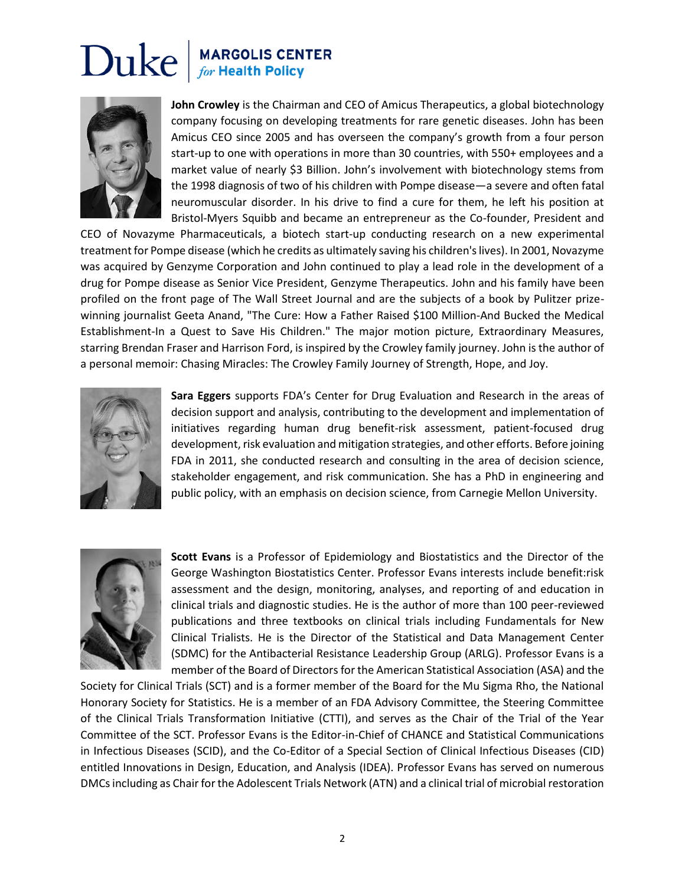**John Crowley** is the Chairman and CEO of Amicus Therapeutics, a global biotechnology company focusing on developing treatments for rare genetic diseases. John has been Amicus CEO since 2005 and has overseen the company's growth from a four person start-up to one with operations in more than 30 countries, with 550+ employees and a market value of nearly $3 Billion. John's involvement with biotechnology stems from the 1998 diagnosis of two of his children with Pompe disease—a severe and often fatal neuromuscular disorder. In his drive to find a cure for them, he left his position at Bristol-Myers Squibb and became an entrepreneur as the Co-founder, President and CEO of Novazyme Pharmaceuticals, a biotech start-up conducting research on a new experimental treatment for Pompe disease (which he credits as ultimately saving his children's lives). In 2001, Novazyme was acquired by Genzyme Corporation and John continued to play a lead role in the development of a drug for Pompe disease as Senior Vice President, Genzyme Therapeutics. John and his family have been profiled on the front page of The Wall Street Journal and are the subjects of a book by Pulitzer prize-winning journalist Geeta Anand, "The Cure: How a Father Raised $100 Million-And Bucked the Medical Establishment-In a Quest to Save His Children." The major motion picture, Extraordinary Measures, starring Brendan Fraser and Harrison Ford, is inspired by the Crowley family journey. John is the author of a personal memoir: Chasing Miracles: The Crowley Family Journey of Strength, Hope, and Joy.

**Sara Eggers** supports FDA's Center for Drug Evaluation and Research in the areas of decision support and analysis, contributing to the development and implementation of initiatives regarding human drug benefit-risk assessment, patient-focused drug development, risk evaluation and mitigation strategies, and other efforts. Before joining FDA in 2011, she conducted research and consulting in the area of decision science, stakeholder engagement, and risk communication. She has a PhD in engineering and public policy, with an emphasis on decision science, from Carnegie Mellon University.

**Scott Evans** is a Professor of Epidemiology and Biostatistics and the Director of the George Washington Biostatistics Center. Professor Evans interests include benefit:risk assessment and the design, monitoring, analyses, and reporting of and education in clinical trials and diagnostic studies. He is the author of more than 100 peer-reviewed publications and three textbooks on clinical trials including Fundamentals for New Clinical Trialists. He is the Director of the Statistical and Data Management Center (SDMC) for the Antibacterial Resistance Leadership Group (ARLG). Professor Evans is a member of the Board of Directors for the American Statistical Association (ASA) and the Society for Clinical Trials (SCT) and is a former member of the Board for the Mu Sigma Rho, the National Honorary Society for Statistics. He is a member of an FDA Advisory Committee, the Steering Committee of the Clinical Trials Transformation Initiative (CTTI), and serves as the Chair of the Trial of the Year Committee of the SCT. Professor Evans is the Editor-in-Chief of CHANCE and Statistical Communications in Infectious Diseases (SCID), and the Co-Editor of a Special Section of Clinical Infectious Diseases (CID) entitled Innovations in Design, Education, and Analysis (IDEA). Professor Evans has served on numerous DMCs including as Chair for the Adolescent Trials Network (ATN) and a clinical trial of microbial restoration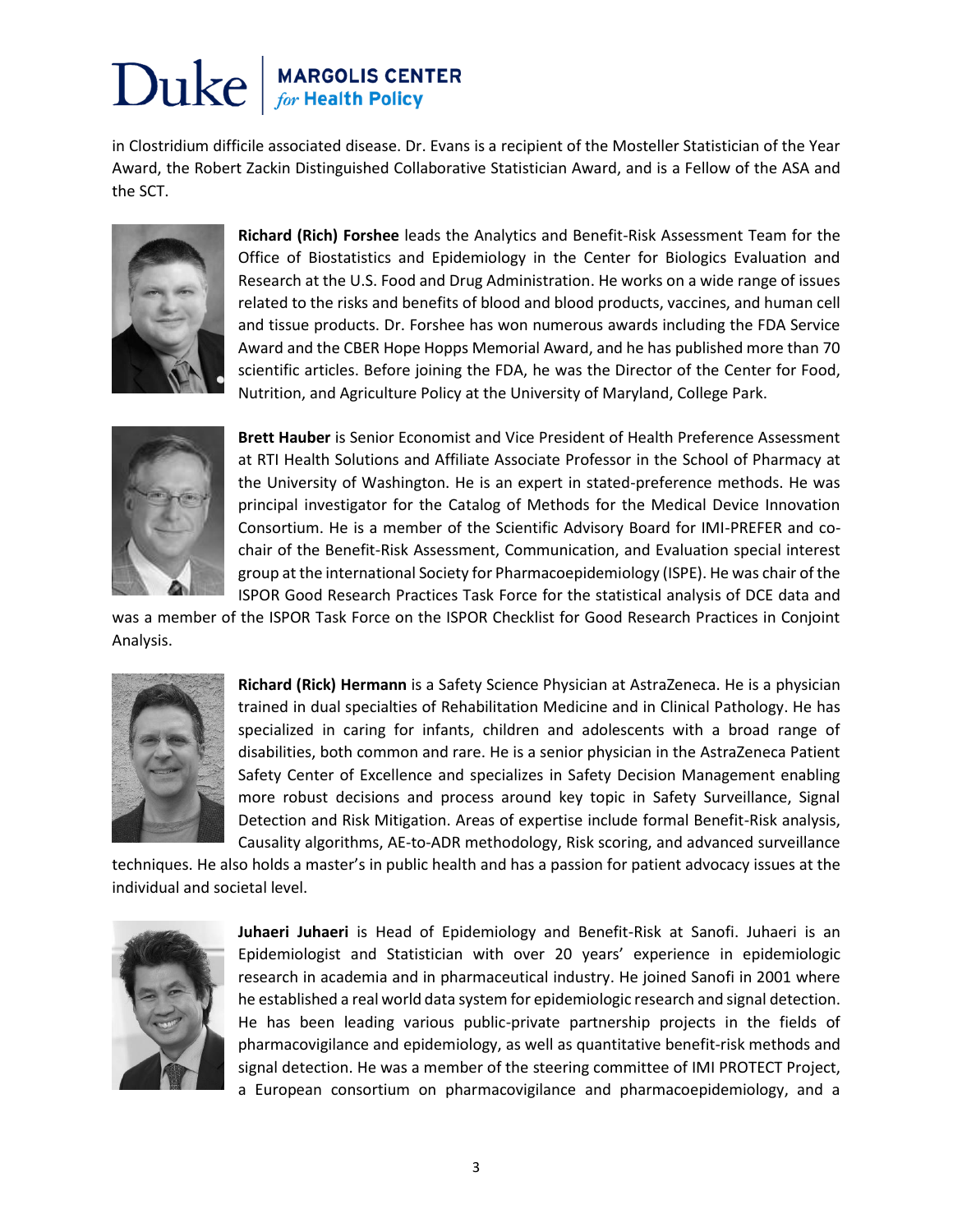in Clostridium difficile associated disease. Dr. Evans is a recipient of the Mosteller Statistician of the Year Award, the Robert Zackin Distinguished Collaborative Statistician Award, and is a Fellow of the ASA and the SCT.

**Richard (Rich) Forshee** leads the Analytics and Benefit-Risk Assessment Team for the Office of Biostatistics and Epidemiology in the Center for Biologics Evaluation and Research at the U.S. Food and Drug Administration. He works on a wide range of issues related to the risks and benefits of blood and blood products, vaccines, and human cell and tissue products. Dr. Forshee has won numerous awards including the FDA Service Award and the CBER Hope Hopps Memorial Award, and he has published more than 70 scientific articles. Before joining the FDA, he was the Director of the Center for Food, Nutrition, and Agriculture Policy at the University of Maryland, College Park.

**Brett Hauber** is Senior Economist and Vice President of Health Preference Assessment at RTI Health Solutions and Affiliate Associate Professor in the School of Pharmacy at the University of Washington. He is an expert in stated-preference methods. He was principal investigator for the Catalog of Methods for the Medical Device Innovation Consortium. He is a member of the Scientific Advisory Board for IMI-PREFER and co-chair of the Benefit-Risk Assessment, Communication, and Evaluation special interest group at the international Society for Pharmacoepidemiology (ISPE). He was chair of the ISPOR Good Research Practices Task Force for the statistical analysis of DCE data and was a member of the ISPOR Task Force on the ISPOR Checklist for Good Research Practices in Conjoint Analysis.

**Richard (Rick) Hermann** is a Safety Science Physician at AstraZeneca. He is a physician trained in dual specialties of Rehabilitation Medicine and in Clinical Pathology. He has specialized in caring for infants, children and adolescents with a broad range of disabilities, both common and rare. He is a senior physician in the AstraZeneca Patient Safety Center of Excellence and specializes in Safety Decision Management enabling more robust decisions and process around key topic in Safety Surveillance, Signal Detection and Risk Mitigation. Areas of expertise include formal Benefit-Risk analysis, Causality algorithms, AE-to-ADR methodology, Risk scoring, and advanced surveillance techniques. He also holds a master's in public health and has a passion for patient advocacy issues at the individual and societal level.

**Juhaeri Juhaeri** is Head of Epidemiology and Benefit-Risk at Sanofi. Juhaeri is an Epidemiologist and Statistician with over 20 years' experience in epidemiologic research in academia and in pharmaceutical industry. He joined Sanofi in 2001 where he established a real world data system for epidemiologic research and signal detection. He has been leading various public-private partnership projects in the fields of pharmacovigilance and epidemiology, as well as quantitative benefit-risk methods and signal detection. He was a member of the steering committee of IMI PROTECT Project, a European consortium on pharmacovigilance and pharmacoepidemiology, and a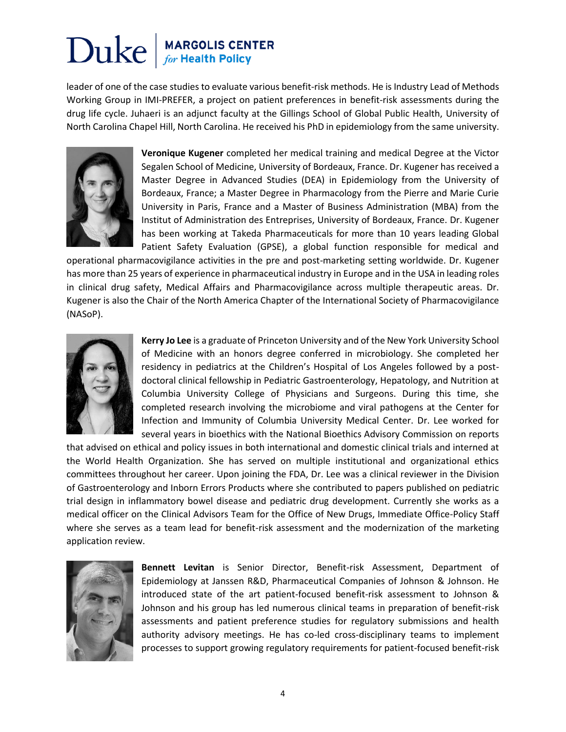leader of one of the case studies to evaluate various benefit-risk methods. He is Industry Lead of Methods Working Group in IMI-PREFER, a project on patient preferences in benefit-risk assessments during the drug life cycle. Juhaeri is an adjunct faculty at the Gillings School of Global Public Health, University of North Carolina Chapel Hill, North Carolina. He received his PhD in epidemiology from the same university.

**Veronique Kugener** completed her medical training and medical Degree at the Victor Segalen School of Medicine, University of Bordeaux, France. Dr. Kugener has received a Master Degree in Advanced Studies (DEA) in Epidemiology from the University of Bordeaux, France; a Master Degree in Pharmacology from the Pierre and Marie Curie University in Paris, France and a Master of Business Administration (MBA) from the Institut of Administration des Entreprises, University of Bordeaux, France. Dr. Kugener has been working at Takeda Pharmaceuticals for more than 10 years leading Global Patient Safety Evaluation (GPSE), a global function responsible for medical and operational pharmacovigilance activities in the pre and post-marketing setting worldwide. Dr. Kugener has more than 25 years of experience in pharmaceutical industry in Europe and in the USA in leading roles in clinical drug safety, Medical Affairs and Pharmacovigilance across multiple therapeutic areas. Dr. Kugener is also the Chair of the North America Chapter of the International Society of Pharmacovigilance (NASoP).

**Kerry Jo Lee** is a graduate of Princeton University and of the New York University School of Medicine with an honors degree conferred in microbiology. She completed her residency in pediatrics at the Children's Hospital of Los Angeles followed by a post-doctoral clinical fellowship in Pediatric Gastroenterology, Hepatology, and Nutrition at Columbia University College of Physicians and Surgeons. During this time, she completed research involving the microbiome and viral pathogens at the Center for Infection and Immunity of Columbia University Medical Center. Dr. Lee worked for several years in bioethics with the National Bioethics Advisory Commission on reports that advised on ethical and policy issues in both international and domestic clinical trials and interned at the World Health Organization. She has served on multiple institutional and organizational ethics committees throughout her career. Upon joining the FDA, Dr. Lee was a clinical reviewer in the Division of Gastroenterology and Inborn Errors Products where she contributed to papers published on pediatric trial design in inflammatory bowel disease and pediatric drug development. Currently she works as a medical officer on the Clinical Advisors Team for the Office of New Drugs, Immediate Office-Policy Staff where she serves as a team lead for benefit-risk assessment and the modernization of the marketing application review.

**Bennett Levitan** is Senior Director, Benefit-risk Assessment, Department of Epidemiology at Janssen R&D, Pharmaceutical Companies of Johnson & Johnson. He introduced state of the art patient-focused benefit-risk assessment to Johnson & Johnson and his group has led numerous clinical teams in preparation of benefit-risk assessments and patient preference studies for regulatory submissions and health authority advisory meetings. He has co-led cross-disciplinary teams to implement processes to support growing regulatory requirements for patient-focused benefit-risk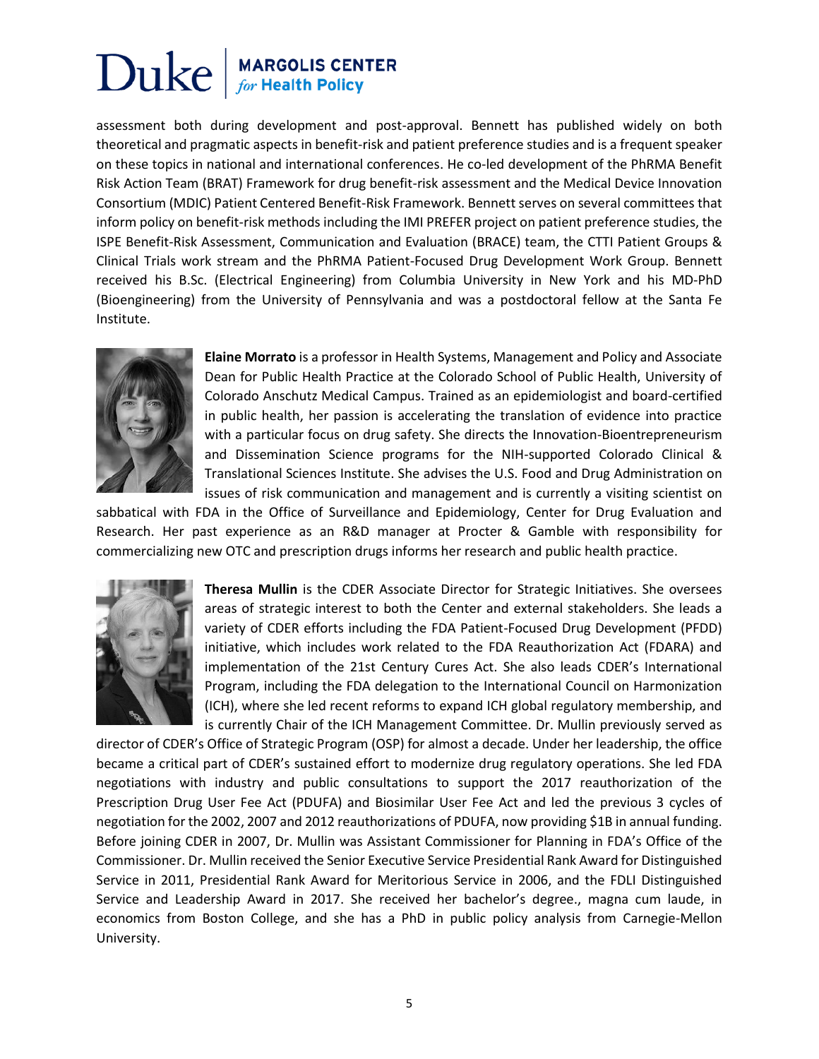assessment both during development and post-approval. Bennett has published widely on both theoretical and pragmatic aspects in benefit-risk and patient preference studies and is a frequent speaker on these topics in national and international conferences. He co-led development of the PhRMA Benefit Risk Action Team (BRAT) Framework for drug benefit-risk assessment and the Medical Device Innovation Consortium (MDIC) Patient Centered Benefit-Risk Framework. Bennett serves on several committees that inform policy on benefit-risk methods including the IMI PREFER project on patient preference studies, the ISPE Benefit-Risk Assessment, Communication and Evaluation (BRACE) team, the CTTI Patient Groups & Clinical Trials work stream and the PhRMA Patient-Focused Drug Development Work Group. Bennett received his B.Sc. (Electrical Engineering) from Columbia University in New York and his MD-PhD (Bioengineering) from the University of Pennsylvania and was a postdoctoral fellow at the Santa Fe Institute.

**Elaine Morrato** is a professor in Health Systems, Management and Policy and Associate Dean for Public Health Practice at the Colorado School of Public Health, University of Colorado Anschutz Medical Campus. Trained as an epidemiologist and board-certified in public health, her passion is accelerating the translation of evidence into practice with a particular focus on drug safety. She directs the Innovation-Bioentrepreneurism and Dissemination Science programs for the NIH-supported Colorado Clinical & Translational Sciences Institute. She advises the U.S. Food and Drug Administration on issues of risk communication and management and is currently a visiting scientist on sabbatical with FDA in the Office of Surveillance and Epidemiology, Center for Drug Evaluation and Research. Her past experience as an R&D manager at Procter & Gamble with responsibility for commercializing new OTC and prescription drugs informs her research and public health practice.

**Theresa Mullin** is the CDER Associate Director for Strategic Initiatives. She oversees areas of strategic interest to both the Center and external stakeholders. She leads a variety of CDER efforts including the FDA Patient-Focused Drug Development (PFDD) initiative, which includes work related to the FDA Reauthorization Act (FDARA) and implementation of the 21st Century Cures Act. She also leads CDER's International Program, including the FDA delegation to the International Council on Harmonization (ICH), where she led recent reforms to expand ICH global regulatory membership, and is currently Chair of the ICH Management Committee. Dr. Mullin previously served as director of CDER's Office of Strategic Program (OSP) for almost a decade. Under her leadership, the office became a critical part of CDER's sustained effort to modernize drug regulatory operations. She led FDA negotiations with industry and public consultations to support the 2017 reauthorization of the Prescription Drug User Fee Act (PDUFA) and Biosimilar User Fee Act and led the previous 3 cycles of negotiation for the 2002, 2007 and 2012 reauthorizations of PDUFA, now providing $1B in annual funding. Before joining CDER in 2007, Dr. Mullin was Assistant Commissioner for Planning in FDA's Office of the Commissioner. Dr. Mullin received the Senior Executive Service Presidential Rank Award for Distinguished Service in 2011, Presidential Rank Award for Meritorious Service in 2006, and the FDLI Distinguished Service and Leadership Award in 2017. She received her bachelor's degree., magna cum laude, in economics from Boston College, and she has a PhD in public policy analysis from Carnegie-Mellon University.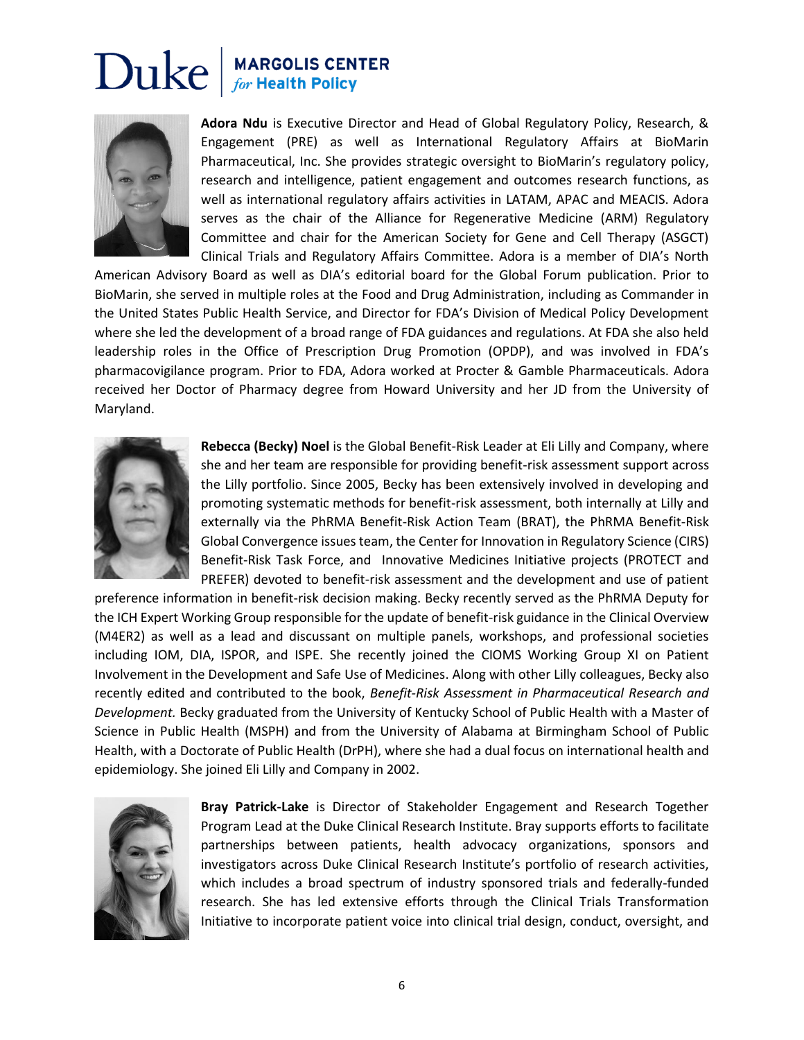**Adora Ndu** is Executive Director and Head of Global Regulatory Policy, Research, & Engagement (PRE) as well as International Regulatory Affairs at BioMarin Pharmaceutical, Inc. She provides strategic oversight to BioMarin's regulatory policy, research and intelligence, patient engagement and outcomes research functions, as well as international regulatory affairs activities in LATAM, APAC and MEACIS. Adora serves as the chair of the Alliance for Regenerative Medicine (ARM) Regulatory Committee and chair for the American Society for Gene and Cell Therapy (ASGCT) Clinical Trials and Regulatory Affairs Committee. Adora is a member of DIA's North American Advisory Board as well as DIA's editorial board for the Global Forum publication. Prior to BioMarin, she served in multiple roles at the Food and Drug Administration, including as Commander in the United States Public Health Service, and Director for FDA's Division of Medical Policy Development where she led the development of a broad range of FDA guidances and regulations. At FDA she also held leadership roles in the Office of Prescription Drug Promotion (OPDP), and was involved in FDA's pharmacovigilance program. Prior to FDA, Adora worked at Procter & Gamble Pharmaceuticals. Adora received her Doctor of Pharmacy degree from Howard University and her JD from the University of Maryland.

**Rebecca (Becky) Noel** is the Global Benefit-Risk Leader at Eli Lilly and Company, where she and her team are responsible for providing benefit-risk assessment support across the Lilly portfolio. Since 2005, Becky has been extensively involved in developing and promoting systematic methods for benefit-risk assessment, both internally at Lilly and externally via the PhRMA Benefit-Risk Action Team (BRAT), the PhRMA Benefit-Risk Global Convergence issues team, the Center for Innovation in Regulatory Science (CIRS) Benefit-Risk Task Force, and Innovative Medicines Initiative projects (PROTECT and PREFER) devoted to benefit-risk assessment and the development and use of patient preference information in benefit-risk decision making. Becky recently served as the PhRMA Deputy for the ICH Expert Working Group responsible for the update of benefit-risk guidance in the Clinical Overview (M4ER2) as well as a lead and discussant on multiple panels, workshops, and professional societies including IOM, DIA, ISPOR, and ISPE. She recently joined the CIOMS Working Group XI on Patient Involvement in the Development and Safe Use of Medicines. Along with other Lilly colleagues, Becky also recently edited and contributed to the book, *Benefit-Risk Assessment in Pharmaceutical Research and Development.* Becky graduated from the University of Kentucky School of Public Health with a Master of Science in Public Health (MSPH) and from the University of Alabama at Birmingham School of Public Health, with a Doctorate of Public Health (DrPH), where she had a dual focus on international health and epidemiology. She joined Eli Lilly and Company in 2002.

**Bray Patrick-Lake** is Director of Stakeholder Engagement and Research Together Program Lead at the Duke Clinical Research Institute. Bray supports efforts to facilitate partnerships between patients, health advocacy organizations, sponsors and investigators across Duke Clinical Research Institute's portfolio of research activities, which includes a broad spectrum of industry sponsored trials and federally-funded research. She has led extensive efforts through the Clinical Trials Transformation Initiative to incorporate patient voice into clinical trial design, conduct, oversight, and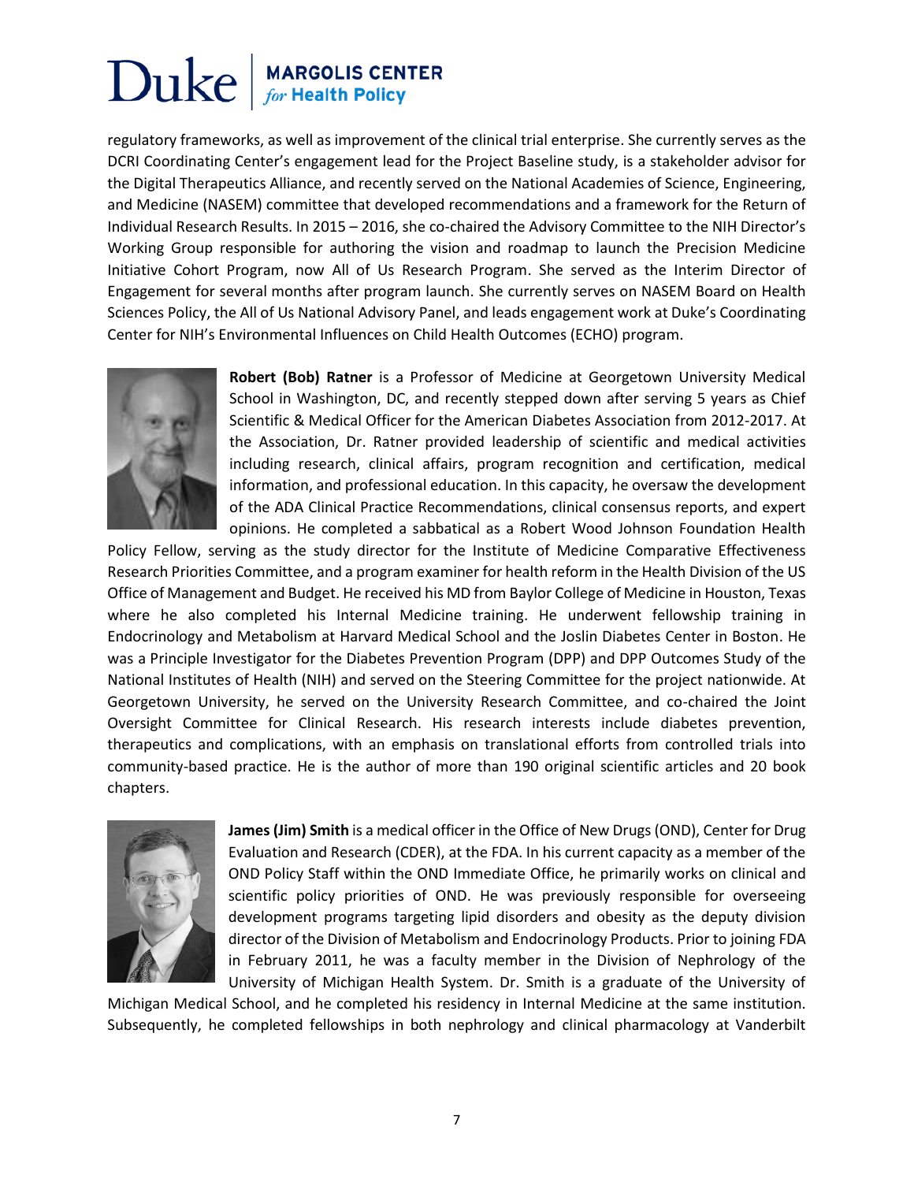regulatory frameworks, as well as improvement of the clinical trial enterprise. She currently serves as the DCRI Coordinating Center's engagement lead for the Project Baseline study, is a stakeholder advisor for the Digital Therapeutics Alliance, and recently served on the National Academies of Science, Engineering, and Medicine (NASEM) committee that developed recommendations and a framework for the Return of Individual Research Results. In 2015 – 2016, she co-chaired the Advisory Committee to the NIH Director's Working Group responsible for authoring the vision and roadmap to launch the Precision Medicine Initiative Cohort Program, now All of Us Research Program. She served as the Interim Director of Engagement for several months after program launch. She currently serves on NASEM Board on Health Sciences Policy, the All of Us National Advisory Panel, and leads engagement work at Duke's Coordinating Center for NIH's Environmental Influences on Child Health Outcomes (ECHO) program.

**Robert (Bob) Ratner** is a Professor of Medicine at Georgetown University Medical School in Washington, DC, and recently stepped down after serving 5 years as Chief Scientific & Medical Officer for the American Diabetes Association from 2012-2017. At the Association, Dr. Ratner provided leadership of scientific and medical activities including research, clinical affairs, program recognition and certification, medical information, and professional education. In this capacity, he oversaw the development of the ADA Clinical Practice Recommendations, clinical consensus reports, and expert opinions. He completed a sabbatical as a Robert Wood Johnson Foundation Health Policy Fellow, serving as the study director for the Institute of Medicine Comparative Effectiveness Research Priorities Committee, and a program examiner for health reform in the Health Division of the US Office of Management and Budget. He received his MD from Baylor College of Medicine in Houston, Texas where he also completed his Internal Medicine training. He underwent fellowship training in Endocrinology and Metabolism at Harvard Medical School and the Joslin Diabetes Center in Boston. He was a Principle Investigator for the Diabetes Prevention Program (DPP) and DPP Outcomes Study of the National Institutes of Health (NIH) and served on the Steering Committee for the project nationwide. At Georgetown University, he served on the University Research Committee, and co-chaired the Joint Oversight Committee for Clinical Research. His research interests include diabetes prevention, therapeutics and complications, with an emphasis on translational efforts from controlled trials into community-based practice. He is the author of more than 190 original scientific articles and 20 book chapters.

**James (Jim) Smith** is a medical officer in the Office of New Drugs (OND), Center for Drug Evaluation and Research (CDER), at the FDA. In his current capacity as a member of the OND Policy Staff within the OND Immediate Office, he primarily works on clinical and scientific policy priorities of OND. He was previously responsible for overseeing development programs targeting lipid disorders and obesity as the deputy division director of the Division of Metabolism and Endocrinology Products. Prior to joining FDA in February 2011, he was a faculty member in the Division of Nephrology of the University of Michigan Health System. Dr. Smith is a graduate of the University of Michigan Medical School, and he completed his residency in Internal Medicine at the same institution. Subsequently, he completed fellowships in both nephrology and clinical pharmacology at Vanderbilt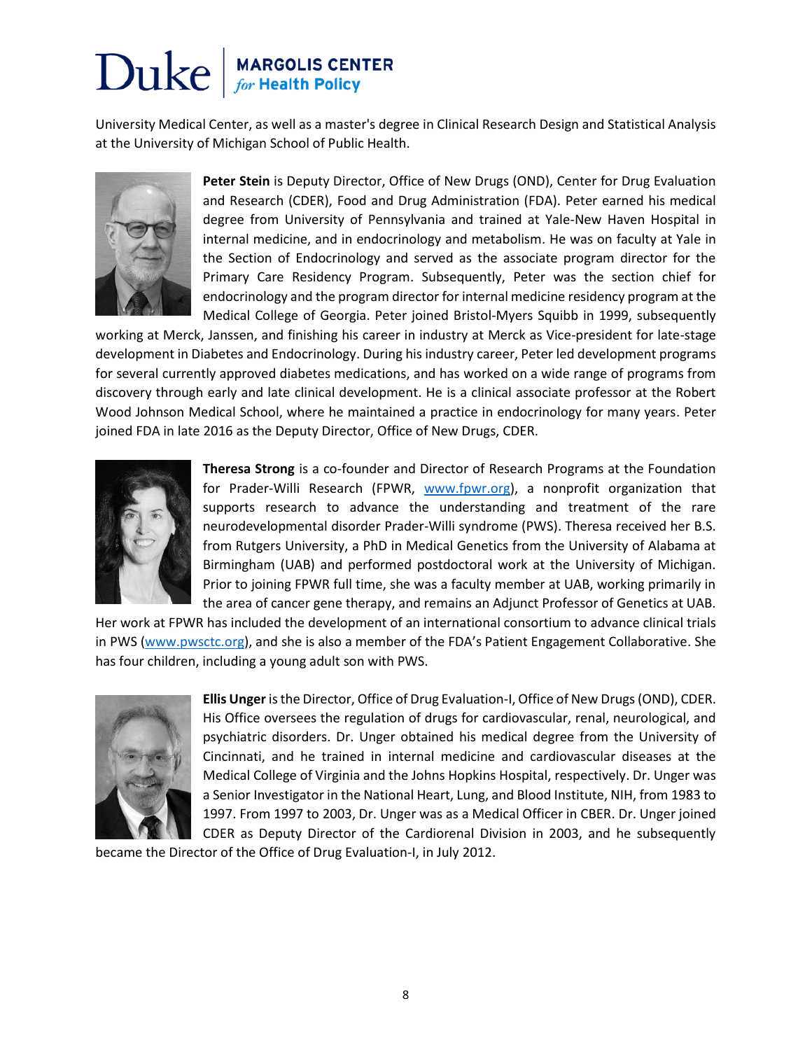University Medical Center, as well as a master's degree in Clinical Research Design and Statistical Analysis at the University of Michigan School of Public Health.

**Peter Stein** is Deputy Director, Office of New Drugs (OND), Center for Drug Evaluation and Research (CDER), Food and Drug Administration (FDA). Peter earned his medical degree from University of Pennsylvania and trained at Yale-New Haven Hospital in internal medicine, and in endocrinology and metabolism. He was on faculty at Yale in the Section of Endocrinology and served as the associate program director for the Primary Care Residency Program. Subsequently, Peter was the section chief for endocrinology and the program director for internal medicine residency program at the Medical College of Georgia. Peter joined Bristol-Myers Squibb in 1999, subsequently working at Merck, Janssen, and finishing his career in industry at Merck as Vice-president for late-stage development in Diabetes and Endocrinology. During his industry career, Peter led development programs for several currently approved diabetes medications, and has worked on a wide range of programs from discovery through early and late clinical development. He is a clinical associate professor at the Robert Wood Johnson Medical School, where he maintained a practice in endocrinology for many years. Peter joined FDA in late 2016 as the Deputy Director, Office of New Drugs, CDER.

**Theresa Strong** is a co-founder and Director of Research Programs at the Foundation for Prader-Willi Research (FPWR, www.fpwr.org), a nonprofit organization that supports research to advance the understanding and treatment of the rare neurodevelopmental disorder Prader-Willi syndrome (PWS). Theresa received her B.S. from Rutgers University, a PhD in Medical Genetics from the University of Alabama at Birmingham (UAB) and performed postdoctoral work at the University of Michigan. Prior to joining FPWR full time, she was a faculty member at UAB, working primarily in the area of cancer gene therapy, and remains an Adjunct Professor of Genetics at UAB. Her work at FPWR has included the development of an international consortium to advance clinical trials in PWS (www.pwsctc.org), and she is also a member of the FDA's Patient Engagement Collaborative. She has four children, including a young adult son with PWS.

**Ellis Unger** is the Director, Office of Drug Evaluation-I, Office of New Drugs (OND), CDER. His Office oversees the regulation of drugs for cardiovascular, renal, neurological, and psychiatric disorders. Dr. Unger obtained his medical degree from the University of Cincinnati, and he trained in internal medicine and cardiovascular diseases at the Medical College of Virginia and the Johns Hopkins Hospital, respectively. Dr. Unger was a Senior Investigator in the National Heart, Lung, and Blood Institute, NIH, from 1983 to 1997. From 1997 to 2003, Dr. Unger was as a Medical Officer in CBER. Dr. Unger joined CDER as Deputy Director of the Cardiorenal Division in 2003, and he subsequently became the Director of the Office of Drug Evaluation-I, in July 2012.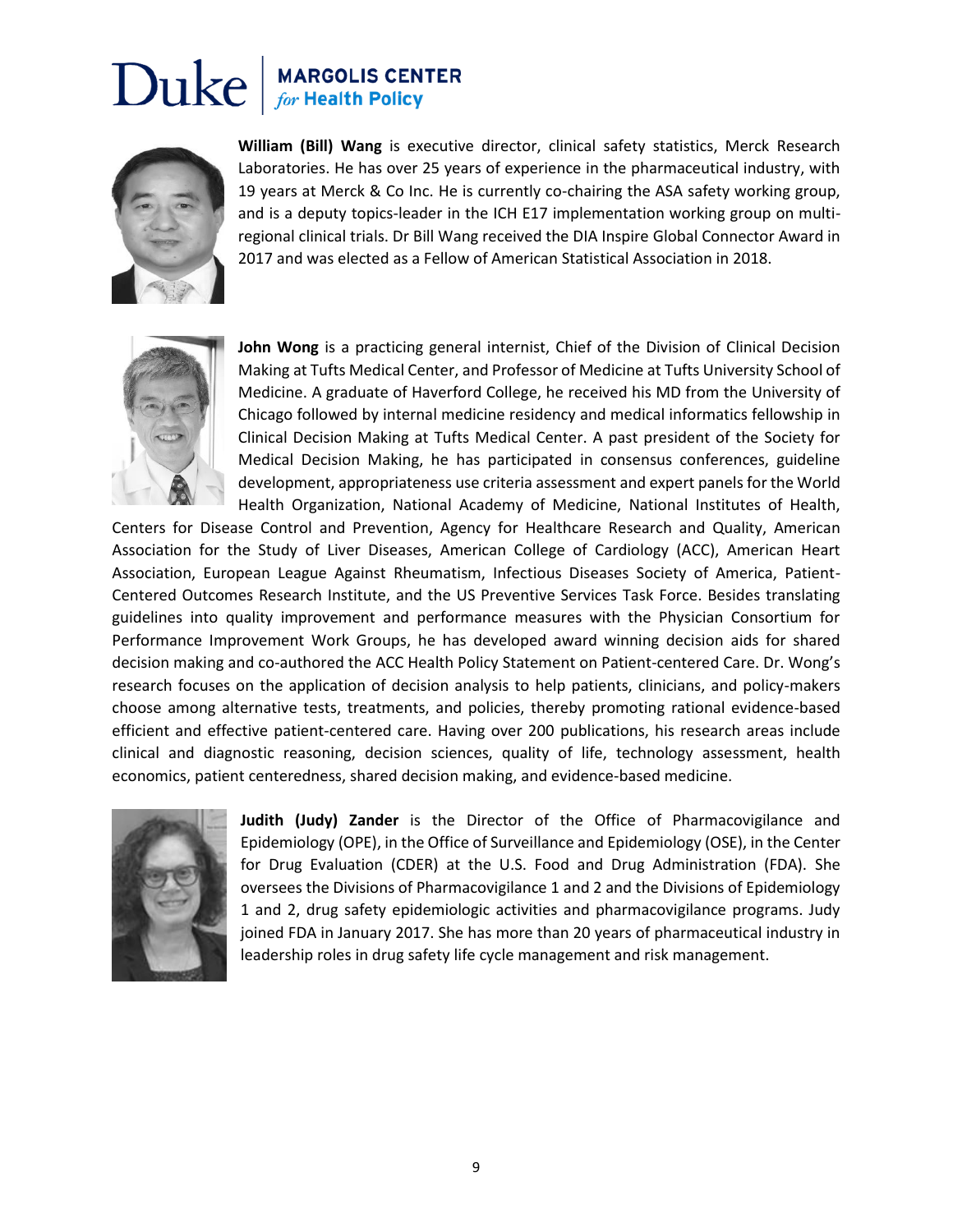**William (Bill) Wang** is executive director, clinical safety statistics, Merck Research Laboratories. He has over 25 years of experience in the pharmaceutical industry, with 19 years at Merck & Co Inc. He is currently co-chairing the ASA safety working group, and is a deputy topics-leader in the ICH E17 implementation working group on multi-regional clinical trials. Dr Bill Wang received the DIA Inspire Global Connector Award in 2017 and was elected as a Fellow of American Statistical Association in 2018.

**John Wong** is a practicing general internist, Chief of the Division of Clinical Decision Making at Tufts Medical Center, and Professor of Medicine at Tufts University School of Medicine. A graduate of Haverford College, he received his MD from the University of Chicago followed by internal medicine residency and medical informatics fellowship in Clinical Decision Making at Tufts Medical Center. A past president of the Society for Medical Decision Making, he has participated in consensus conferences, guideline development, appropriateness use criteria assessment and expert panels for the World Health Organization, National Academy of Medicine, National Institutes of Health, Centers for Disease Control and Prevention, Agency for Healthcare Research and Quality, American Association for the Study of Liver Diseases, American College of Cardiology (ACC), American Heart Association, European League Against Rheumatism, Infectious Diseases Society of America, Patient-Centered Outcomes Research Institute, and the US Preventive Services Task Force. Besides translating guidelines into quality improvement and performance measures with the Physician Consortium for Performance Improvement Work Groups, he has developed award winning decision aids for shared decision making and co-authored the ACC Health Policy Statement on Patient-centered Care. Dr. Wong's research focuses on the application of decision analysis to help patients, clinicians, and policy-makers choose among alternative tests, treatments, and policies, thereby promoting rational evidence-based efficient and effective patient-centered care. Having over 200 publications, his research areas include clinical and diagnostic reasoning, decision sciences, quality of life, technology assessment, health economics, patient centeredness, shared decision making, and evidence-based medicine.

**Judith (Judy) Zander** is the Director of the Office of Pharmacovigilance and Epidemiology (OPE), in the Office of Surveillance and Epidemiology (OSE), in the Center for Drug Evaluation (CDER) at the U.S. Food and Drug Administration (FDA). She oversees the Divisions of Pharmacovigilance 1 and 2 and the Divisions of Epidemiology 1 and 2, drug safety epidemiologic activities and pharmacovigilance programs. Judy joined FDA in January 2017. She has more than 20 years of pharmaceutical industry in leadership roles in drug safety life cycle management and risk management.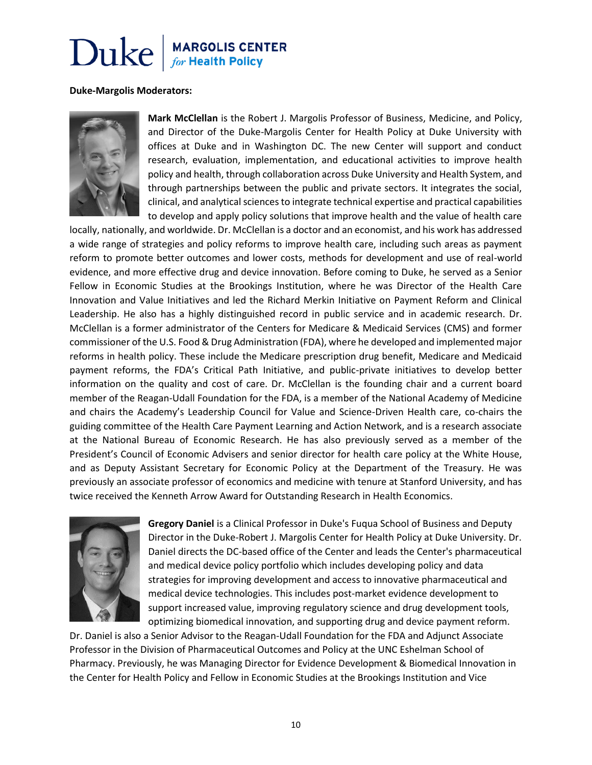**Duke-Margolis Moderators:**

**Mark McClellan** is the Robert J. Margolis Professor of Business, Medicine, and Policy, and Director of the Duke-Margolis Center for Health Policy at Duke University with offices at Duke and in Washington DC. The new Center will support and conduct research, evaluation, implementation, and educational activities to improve health policy and health, through collaboration across Duke University and Health System, and through partnerships between the public and private sectors. It integrates the social, clinical, and analytical sciences to integrate technical expertise and practical capabilities to develop and apply policy solutions that improve health and the value of health care locally, nationally, and worldwide. Dr. McClellan is a doctor and an economist, and his work has addressed a wide range of strategies and policy reforms to improve health care, including such areas as payment reform to promote better outcomes and lower costs, methods for development and use of real-world evidence, and more effective drug and device innovation. Before coming to Duke, he served as a Senior Fellow in Economic Studies at the Brookings Institution, where he was Director of the Health Care Innovation and Value Initiatives and led the Richard Merkin Initiative on Payment Reform and Clinical Leadership. He also has a highly distinguished record in public service and in academic research. Dr. McClellan is a former administrator of the Centers for Medicare & Medicaid Services (CMS) and former commissioner of the U.S. Food & Drug Administration (FDA), where he developed and implemented major reforms in health policy. These include the Medicare prescription drug benefit, Medicare and Medicaid payment reforms, the FDA's Critical Path Initiative, and public-private initiatives to develop better information on the quality and cost of care. Dr. McClellan is the founding chair and a current board member of the Reagan-Udall Foundation for the FDA, is a member of the National Academy of Medicine and chairs the Academy's Leadership Council for Value and Science-Driven Health care, co-chairs the guiding committee of the Health Care Payment Learning and Action Network, and is a research associate at the National Bureau of Economic Research. He has also previously served as a member of the President's Council of Economic Advisers and senior director for health care policy at the White House, and as Deputy Assistant Secretary for Economic Policy at the Department of the Treasury. He was previously an associate professor of economics and medicine with tenure at Stanford University, and has twice received the Kenneth Arrow Award for Outstanding Research in Health Economics.

**Gregory Daniel** is a Clinical Professor in Duke's Fuqua School of Business and Deputy Director in the Duke-Robert J. Margolis Center for Health Policy at Duke University. Dr. Daniel directs the DC-based office of the Center and leads the Center's pharmaceutical and medical device policy portfolio which includes developing policy and data strategies for improving development and access to innovative pharmaceutical and medical device technologies. This includes post-market evidence development to support increased value, improving regulatory science and drug development tools, optimizing biomedical innovation, and supporting drug and device payment reform. Dr. Daniel is also a Senior Advisor to the Reagan-Udall Foundation for the FDA and Adjunct Associate Professor in the Division of Pharmaceutical Outcomes and Policy at the UNC Eshelman School of Pharmacy. Previously, he was Managing Director for Evidence Development & Biomedical Innovation in the Center for Health Policy and Fellow in Economic Studies at the Brookings Institution and Vice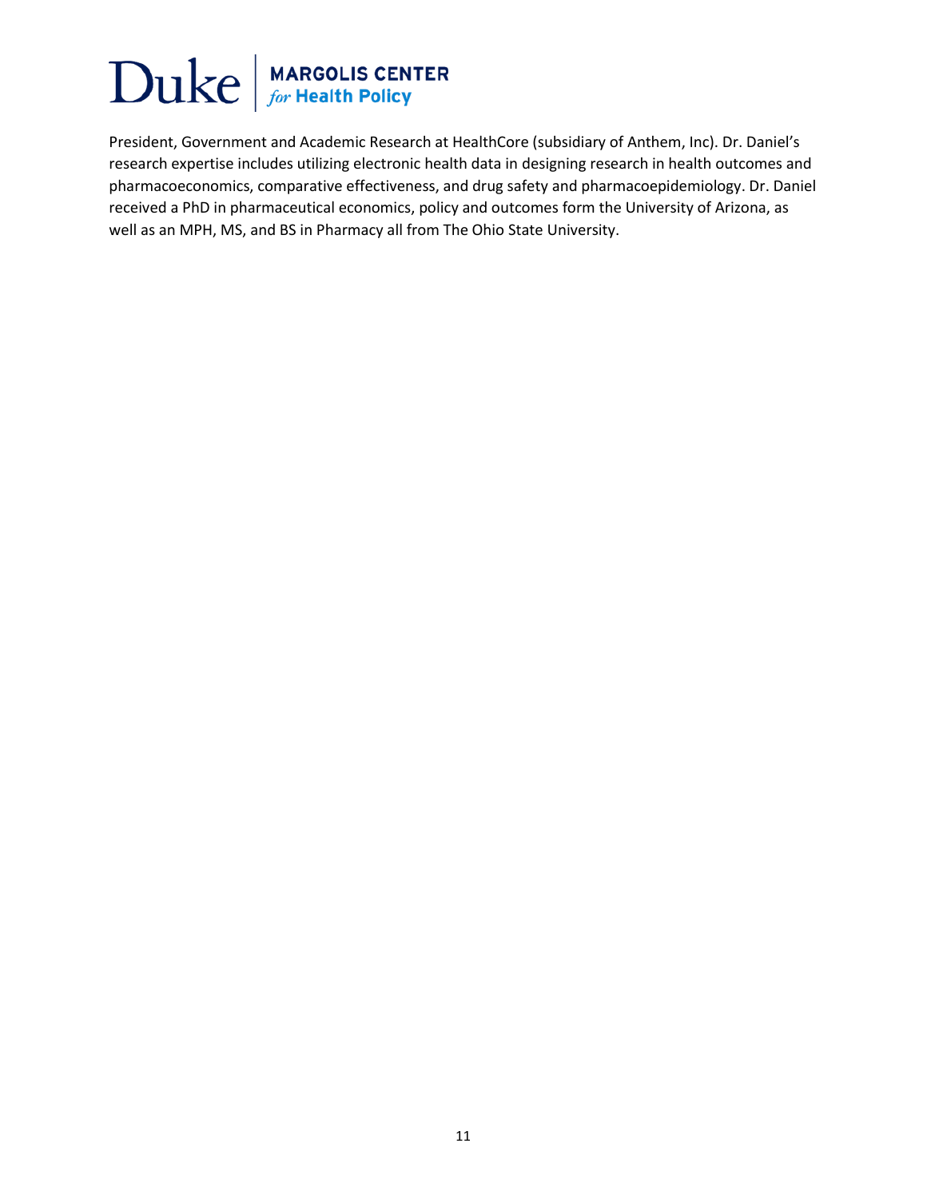President, Government and Academic Research at HealthCore (subsidiary of Anthem, Inc). Dr. Daniel's research expertise includes utilizing electronic health data in designing research in health outcomes and pharmacoeconomics, comparative effectiveness, and drug safety and pharmacoepidemiology. Dr. Daniel received a PhD in pharmaceutical economics, policy and outcomes form the University of Arizona, as well as an MPH, MS, and BS in Pharmacy all from The Ohio State University.